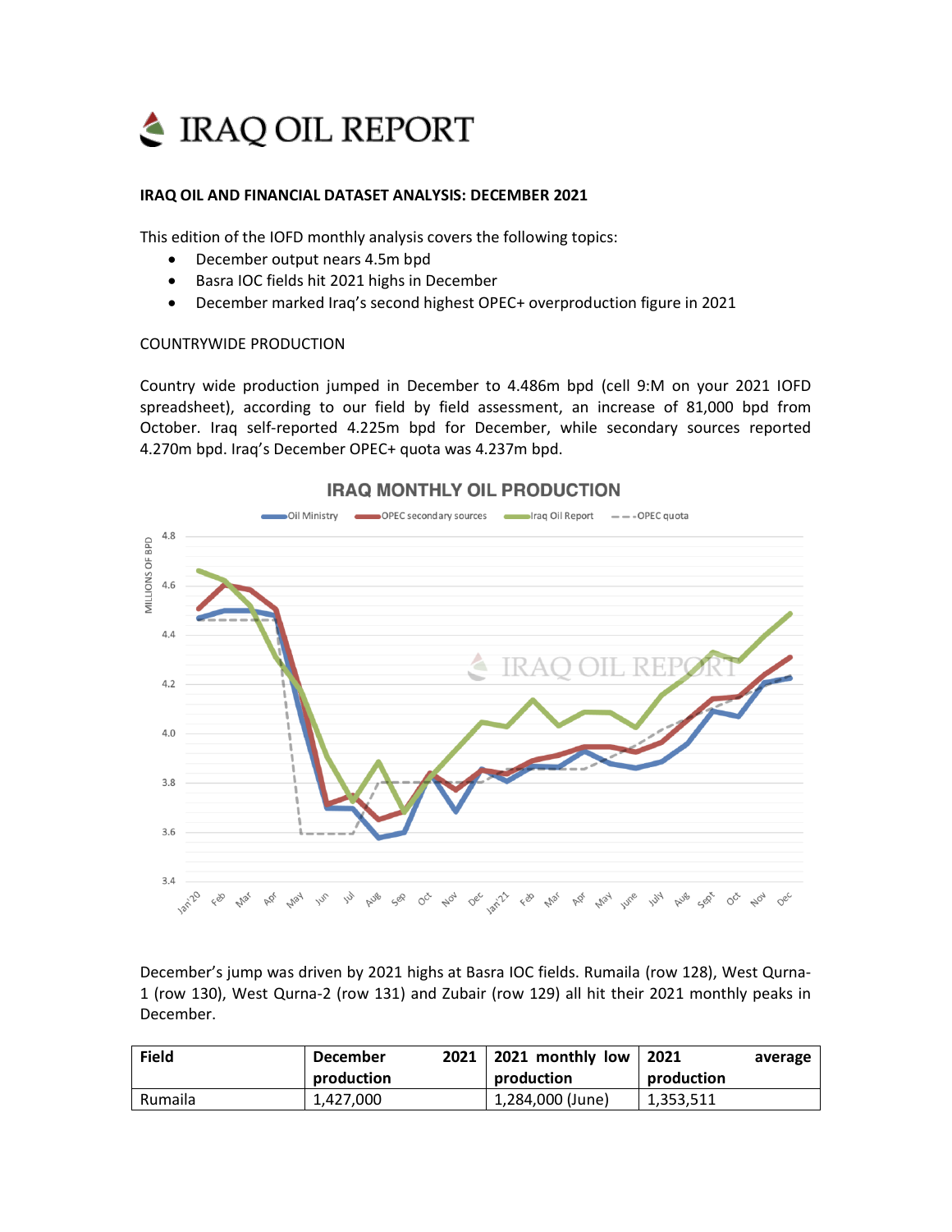# IRAQ OIL REPORT

**IRAQ OIL AND FINANCIAL DATASET ANALYSIS: DECEMBER 2021**

This edition of the IOFD monthly analysis covers the following topics:

- December output nears 4.5m bpd
- Basra IOC fields hit 2021 highs in December
- December marked Iraq's second highest OPEC+ overproduction figure in 2021

COUNTRYWIDE PRODUCTION

Country wide production jumped in December to 4.486m bpd (cell 9:M on your 2021 IOFD spreadsheet), according to our field by field assessment, an increase of 81,000 bpd from October. Iraq self-reported 4.225m bpd for December, while secondary sources reported 4.270m bpd. Iraq's December OPEC+ quota was 4.237m bpd.

December's jump was driven by 2021 highs at Basra IOC fields. Rumaila (row 128), West Qurna-1 (row 130), West Qurna-2 (row 131) and Zubair (row 129) all hit their 2021 monthly peaks in December.

| Field | December 2021 production | 2021 monthly low production | 2021 average production |
|---|---|---|---|
| Rumaila | 1,427,000 | 1,284,000 (June) | 1,353,511 |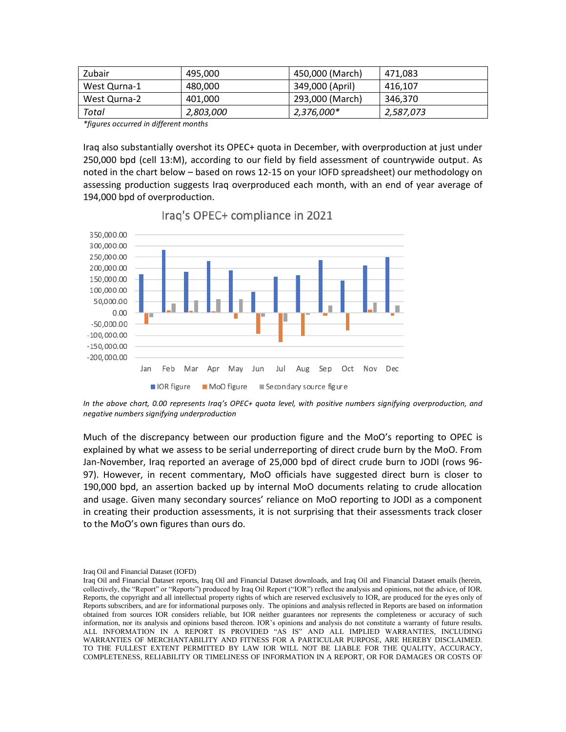| Zubair | 495,000 | 450,000 (March) | 471,083 |
| --- | --- | --- | --- |
| West Qurna-1 | 480,000 | 349,000 (April) | 416,107 |
| West Qurna-2 | 401,000 | 293,000 (March) | 346,370 |
| *Total* | *2,803,000* | *2,376,000** | *2,587,073* |

*\*figures occurred in different months*

Iraq also substantially overshot its OPEC+ quota in December, with overproduction at just under 250,000 bpd (cell 13:M), according to our field by field assessment of countrywide output. As noted in the chart below – based on rows 12-15 on your IOFD spreadsheet) our methodology on assessing production suggests Iraq overproduced each month, with an end of year average of 194,000 bpd of overproduction.

Iraq's OPEC+ compliance in 2021

*In the above chart, 0.00 represents Iraq's OPEC+ quota level, with positive numbers signifying overproduction, and negative numbers signifying underproduction*

Much of the discrepancy between our production figure and the MoO's reporting to OPEC is explained by what we assess to be serial underreporting of direct crude burn by the MoO. From Jan-November, Iraq reported an average of 25,000 bpd of direct crude burn to JODI (rows 96-97). However, in recent commentary, MoO officials have suggested direct burn is closer to 190,000 bpd, an assertion backed up by internal MoO documents relating to crude allocation and usage. Given many secondary sources' reliance on MoO reporting to JODI as a component in creating their production assessments, it is not surprising that their assessments track closer to the MoO's own figures than ours do.

Iraq Oil and Financial Dataset (IOFD)

Iraq Oil and Financial Dataset reports, Iraq Oil and Financial Dataset downloads, and Iraq Oil and Financial Dataset emails (herein, collectively, the "Report" or "Reports") produced by Iraq Oil Report ("IOR") reflect the analysis and opinions, not the advice, of IOR. Reports, the copyright and all intellectual property rights of which are reserved exclusively to IOR, are produced for the eyes only of Reports subscribers, and are for informational purposes only. The opinions and analysis reflected in Reports are based on information obtained from sources IOR considers reliable, but IOR neither guarantees nor represents the completeness or accuracy of such information, nor its analysis and opinions based thereon. IOR's opinions and analysis do not constitute a warranty of future results. ALL INFORMATION IN A REPORT IS PROVIDED "AS IS" AND ALL IMPLIED WARRANTIES, INCLUDING WARRANTIES OF MERCHANTABILITY AND FITNESS FOR A PARTICULAR PURPOSE, ARE HEREBY DISCLAIMED. TO THE FULLEST EXTENT PERMITTED BY LAW IOR WILL NOT BE LIABLE FOR THE QUALITY, ACCURACY, COMPLETENESS, RELIABILITY OR TIMELINESS OF INFORMATION IN A REPORT, OR FOR DAMAGES OR COSTS OF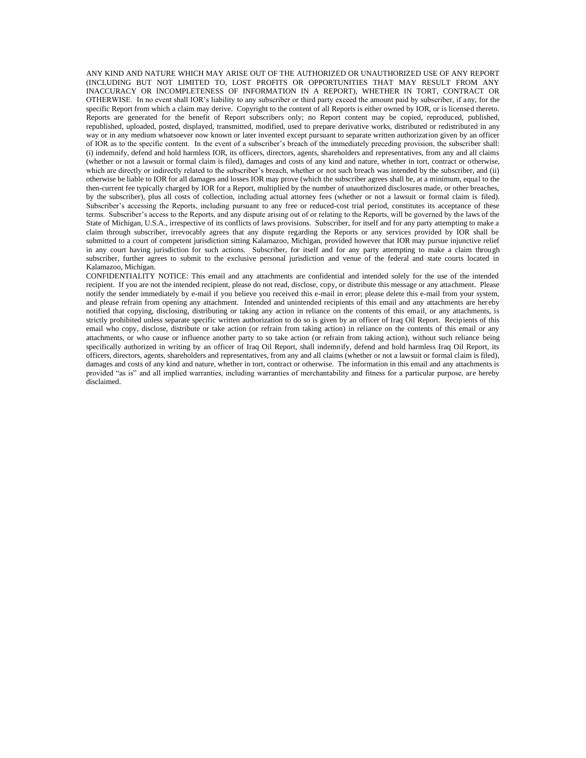ANY KIND AND NATURE WHICH MAY ARISE OUT OF THE AUTHORIZED OR UNAUTHORIZED USE OF ANY REPORT (INCLUDING BUT NOT LIMITED TO, LOST PROFITS OR OPPORTUNITIES THAT MAY RESULT FROM ANY INACCURACY OR INCOMPLETENESS OF INFORMATION IN A REPORT), WHETHER IN TORT, CONTRACT OR OTHERWISE. In no event shall IOR's liability to any subscriber or third party exceed the amount paid by subscriber, if any, for the specific Report from which a claim may derive. Copyright to the content of all Reports is either owned by IOR, or is licensed thereto. Reports are generated for the benefit of Report subscribers only; no Report content may be copied, reproduced, published, republished, uploaded, posted, displayed, transmitted, modified, used to prepare derivative works, distributed or redistributed in any way or in any medium whatsoever now known or later invented except pursuant to separate written authorization given by an officer of IOR as to the specific content. In the event of a subscriber's breach of the immediately preceding provision, the subscriber shall: (i) indemnify, defend and hold harmless IOR, its officers, directors, agents, shareholders and representatives, from any and all claims (whether or not a lawsuit or formal claim is filed), damages and costs of any kind and nature, whether in tort, contract or otherwise, which are directly or indirectly related to the subscriber's breach, whether or not such breach was intended by the subscriber, and (ii) otherwise be liable to IOR for all damages and losses IOR may prove (which the subscriber agrees shall be, at a minimum, equal to the then-current fee typically charged by IOR for a Report, multiplied by the number of unauthorized disclosures made, or other breaches, by the subscriber), plus all costs of collection, including actual attorney fees (whether or not a lawsuit or formal claim is filed). Subscriber's accessing the Reports, including pursuant to any free or reduced-cost trial period, constitutes its acceptance of these terms. Subscriber's access to the Reports, and any dispute arising out of or relating to the Reports, will be governed by the laws of the State of Michigan, U.S.A., irrespective of its conflicts of laws provisions. Subscriber, for itself and for any party attempting to make a claim through subscriber, irrevocably agrees that any dispute regarding the Reports or any services provided by IOR shall be submitted to a court of competent jurisdiction sitting Kalamazoo, Michigan, provided however that IOR may pursue injunctive relief in any court having jurisdiction for such actions. Subscriber, for itself and for any party attempting to make a claim through subscriber, further agrees to submit to the exclusive personal jurisdiction and venue of the federal and state courts located in Kalamazoo, Michigan.

CONFIDENTIALITY NOTICE: This email and any attachments are confidential and intended solely for the use of the intended recipient. If you are not the intended recipient, please do not read, disclose, copy, or distribute this message or any attachment. Please notify the sender immediately by e-mail if you believe you received this e-mail in error; please delete this e-mail from your system, and please refrain from opening any attachment. Intended and unintended recipients of this email and any attachments are hereby notified that copying, disclosing, distributing or taking any action in reliance on the contents of this email, or any attachments, is strictly prohibited unless separate specific written authorization to do so is given by an officer of Iraq Oil Report. Recipients of this email who copy, disclose, distribute or take action (or refrain from taking action) in reliance on the contents of this email or any attachments, or who cause or influence another party to so take action (or refrain from taking action), without such reliance being specifically authorized in writing by an officer of Iraq Oil Report, shall indemnify, defend and hold harmless Iraq Oil Report, its officers, directors, agents, shareholders and representatives, from any and all claims (whether or not a lawsuit or formal claim is filed), damages and costs of any kind and nature, whether in tort, contract or otherwise. The information in this email and any attachments is provided "as is" and all implied warranties, including warranties of merchantability and fitness for a particular purpose, are hereby disclaimed.